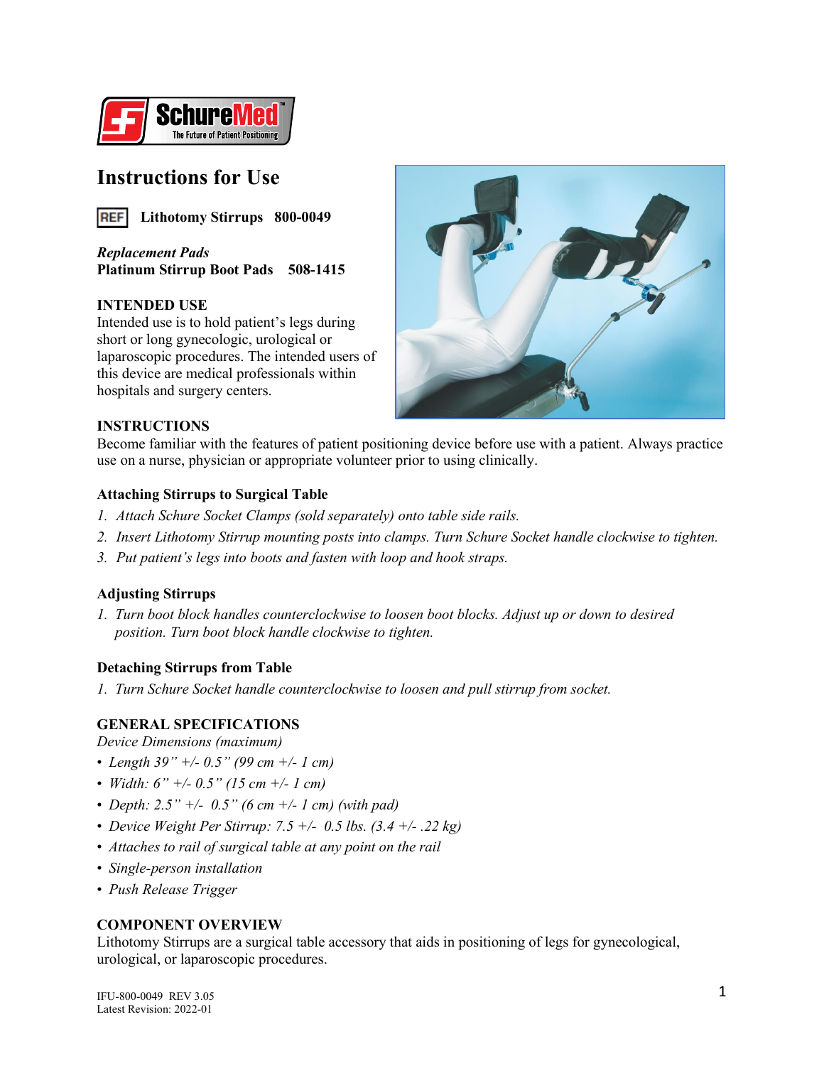SchureMed
The Future of Patient Positioning

# Instructions for Use

REF **Lithotomy Stirrups 800-0049**

***Replacement Pads***
**Platinum Stirrup Boot Pads 508-1415**

## INTENDED USE

Intended use is to hold patient's legs during short or long gynecologic, urological or laparoscopic procedures. The intended users of this device are medical professionals within hospitals and surgery centers.

## INSTRUCTIONS

Become familiar with the features of patient positioning device before use with a patient. Always practice use on a nurse, physician or appropriate volunteer prior to using clinically.

### Attaching Stirrups to Surgical Table

1. *Attach Schure Socket Clamps (sold separately) onto table side rails.*
2. *Insert Lithotomy Stirrup mounting posts into clamps. Turn Schure Socket handle clockwise to tighten.*
3. *Put patient's legs into boots and fasten with loop and hook straps.*

### Adjusting Stirrups

1. *Turn boot block handles counterclockwise to loosen boot blocks. Adjust up or down to desired position. Turn boot block handle clockwise to tighten.*

### Detaching Stirrups from Table

1. *Turn Schure Socket handle counterclockwise to loosen and pull stirrup from socket.*

## GENERAL SPECIFICATIONS

*Device Dimensions (maximum)*

- *Length 39" +/- 0.5" (99 cm +/- 1 cm)*
- *Width: 6" +/- 0.5" (15 cm +/- 1 cm)*
- *Depth: 2.5" +/- 0.5" (6 cm +/- 1 cm) (with pad)*
- *Device Weight Per Stirrup: 7.5 +/- 0.5 lbs. (3.4 +/- .22 kg)*
- *Attaches to rail of surgical table at any point on the rail*
- *Single-person installation*
- *Push Release Trigger*

## COMPONENT OVERVIEW

Lithotomy Stirrups are a surgical table accessory that aids in positioning of legs for gynecological, urological, or laparoscopic procedures.

IFU-800-0049 REV 3.05
Latest Revision: 2022-01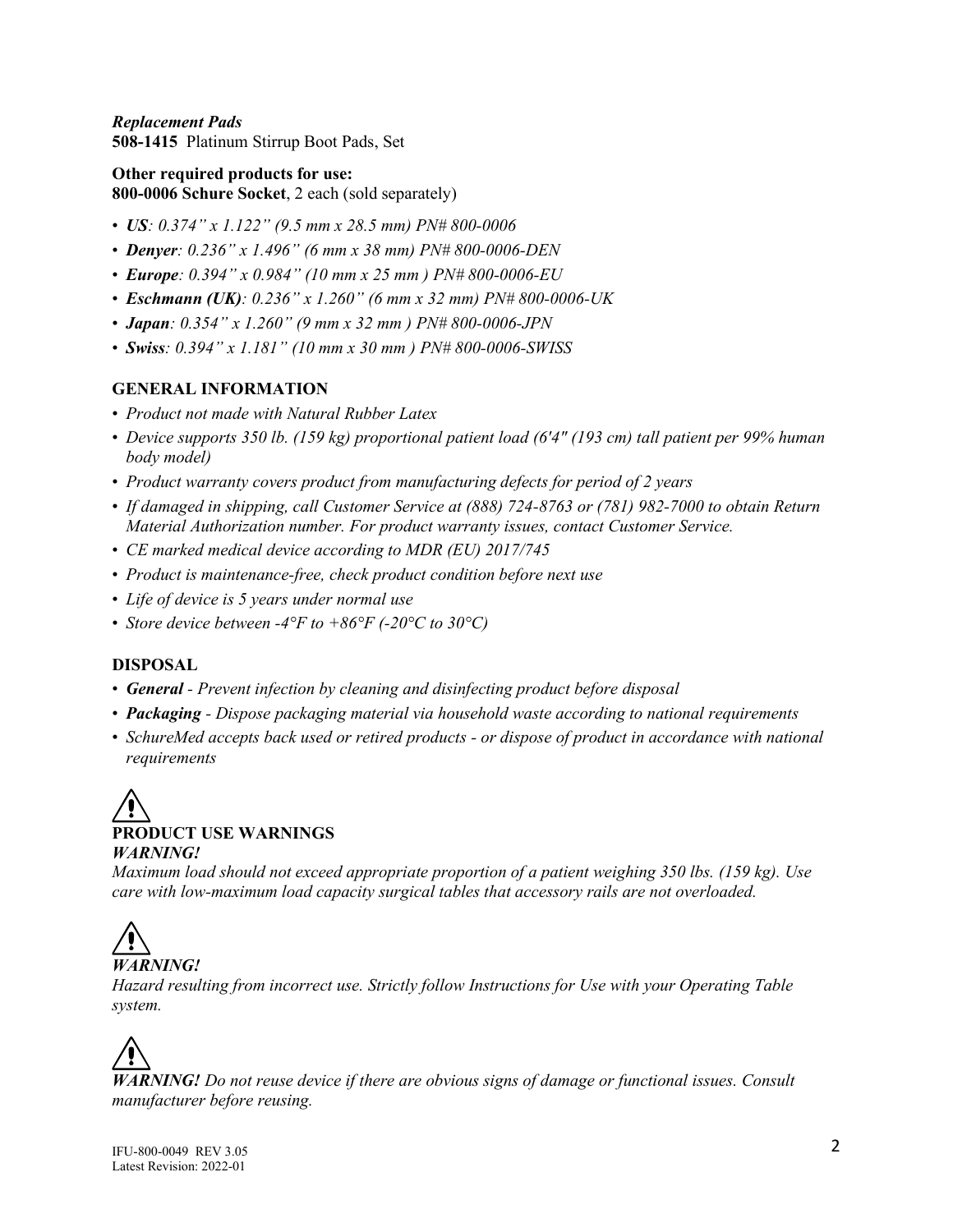*Replacement Pads*
**508-1415** Platinum Stirrup Boot Pads, Set

**Other required products for use:**
**800-0006 Schure Socket**, 2 each (sold separately)

- ***US****: 0.374" x 1.122" (9.5 mm x 28.5 mm) PN# 800-0006*
- ***Denyer****: 0.236" x 1.496" (6 mm x 38 mm) PN# 800-0006-DEN*
- ***Europe****: 0.394" x 0.984" (10 mm x 25 mm ) PN# 800-0006-EU*
- ***Eschmann (UK)****: 0.236" x 1.260" (6 mm x 32 mm) PN# 800-0006-UK*
- ***Japan****: 0.354" x 1.260" (9 mm x 32 mm ) PN# 800-0006-JPN*
- ***Swiss****: 0.394" x 1.181" (10 mm x 30 mm ) PN# 800-0006-SWISS*

## GENERAL INFORMATION

- *Product not made with Natural Rubber Latex*
- *Device supports 350 lb. (159 kg) proportional patient load (6'4" (193 cm) tall patient per 99% human body model)*
- *Product warranty covers product from manufacturing defects for period of 2 years*
- *If damaged in shipping, call Customer Service at (888) 724-8763 or (781) 982-7000 to obtain Return Material Authorization number. For product warranty issues, contact Customer Service.*
- *CE marked medical device according to MDR (EU) 2017/745*
- *Product is maintenance-free, check product condition before next use*
- *Life of device is 5 years under normal use*
- *Store device between -4°F to +86°F (-20°C to 30°C)*

## DISPOSAL

- ***General*** *- Prevent infection by cleaning and disinfecting product before disposal*
- ***Packaging*** *- Dispose packaging material via household waste according to national requirements*
- *SchureMed accepts back used or retired products - or dispose of product in accordance with national requirements*

⚠

## PRODUCT USE WARNINGS

***WARNING!***
*Maximum load should not exceed appropriate proportion of a patient weighing 350 lbs. (159 kg). Use care with low-maximum load capacity surgical tables that accessory rails are not overloaded.*

⚠

***WARNING!***
*Hazard resulting from incorrect use. Strictly follow Instructions for Use with your Operating Table system.*

⚠

***WARNING!*** *Do not reuse device if there are obvious signs of damage or functional issues. Consult manufacturer before reusing.*

IFU-800-0049 REV 3.05
Latest Revision: 2022-01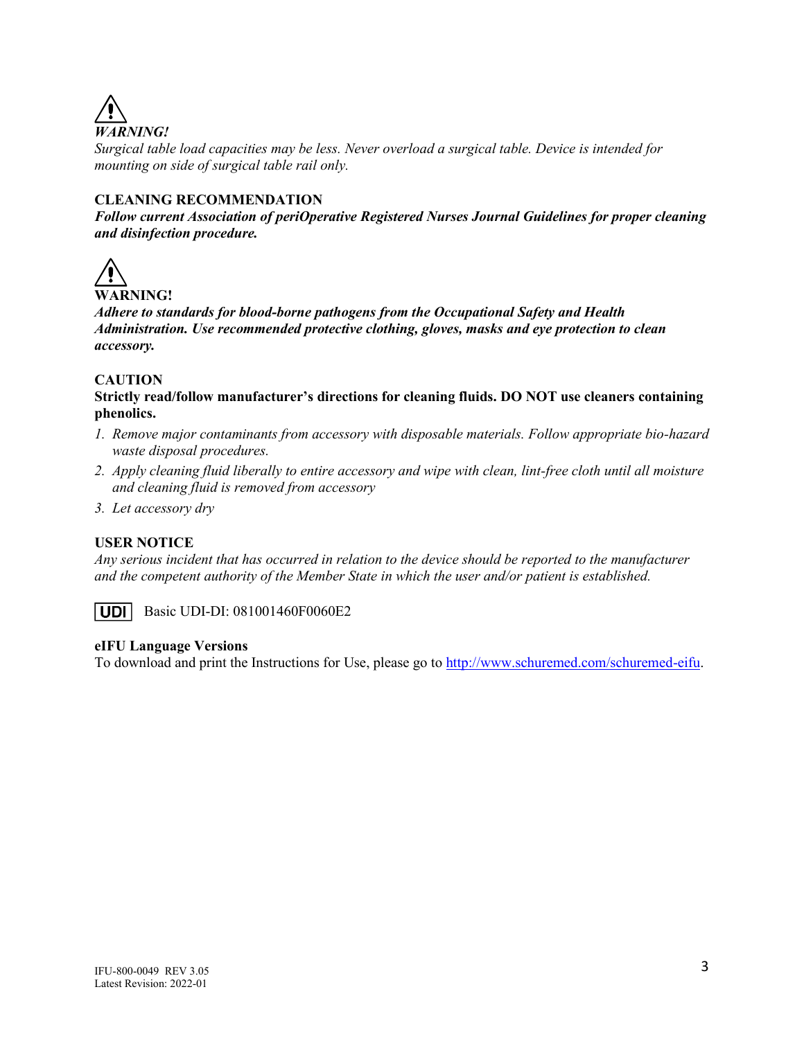⚠ ***WARNING!***

*Surgical table load capacities may be less. Never overload a surgical table. Device is intended for mounting on side of surgical table rail only.*

**CLEANING RECOMMENDATION**

***Follow current Association of periOperative Registered Nurses Journal Guidelines for proper cleaning and disinfection procedure.***

⚠ **WARNING!**

***Adhere to standards for blood-borne pathogens from the Occupational Safety and Health Administration. Use recommended protective clothing, gloves, masks and eye protection to clean accessory.***

**CAUTION**

**Strictly read/follow manufacturer's directions for cleaning fluids. DO NOT use cleaners containing phenolics.**

1. *Remove major contaminants from accessory with disposable materials. Follow appropriate bio-hazard waste disposal procedures.*
2. *Apply cleaning fluid liberally to entire accessory and wipe with clean, lint-free cloth until all moisture and cleaning fluid is removed from accessory*
3. *Let accessory dry*

**USER NOTICE**

*Any serious incident that has occurred in relation to the device should be reported to the manufacturer and the competent authority of the Member State in which the user and/or patient is established.*

UDI Basic UDI-DI: 081001460F0060E2

**eIFU Language Versions**

To download and print the Instructions for Use, please go to http://www.schuremed.com/schuremed-eifu.

IFU-800-0049 REV 3.05
Latest Revision: 2022-01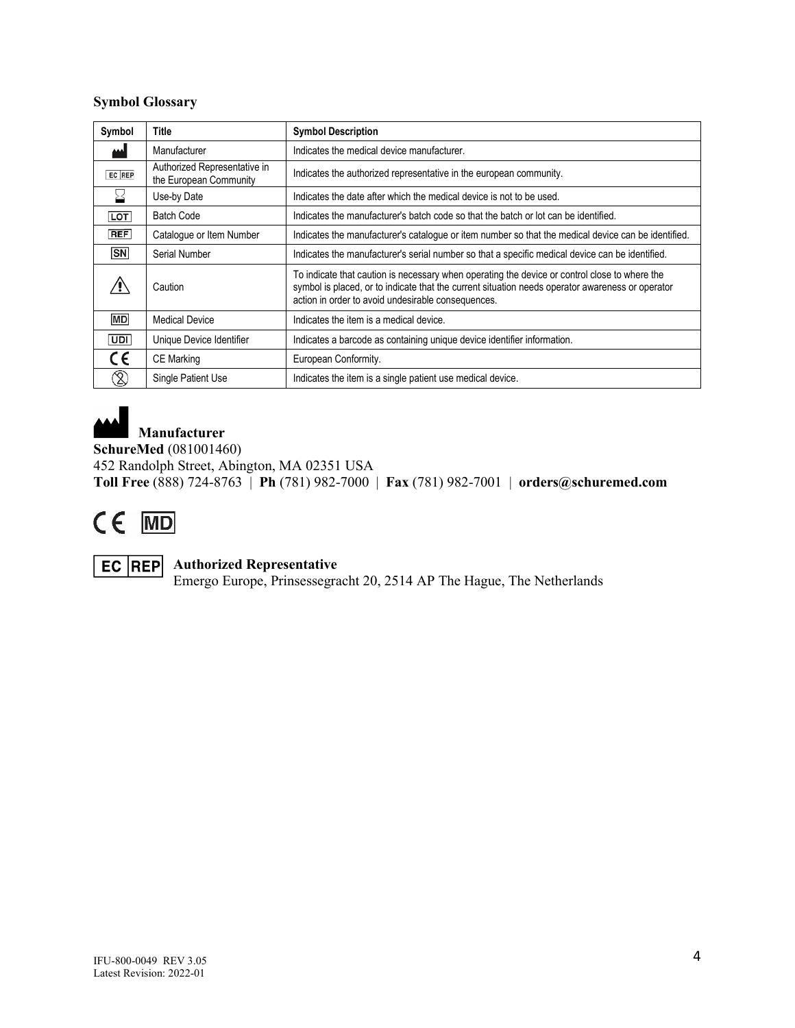### Symbol Glossary

| Symbol | Title | Symbol Description |
|---|---|---|
| | Manufacturer | Indicates the medical device manufacturer. |
| EC REP | Authorized Representative in the European Community | Indicates the authorized representative in the european community. |
| | Use-by Date | Indicates the date after which the medical device is not to be used. |
| LOT | Batch Code | Indicates the manufacturer's batch code so that the batch or lot can be identified. |
| REF | Catalogue or Item Number | Indicates the manufacturer's catalogue or item number so that the medical device can be identified. |
| SN | Serial Number | Indicates the manufacturer's serial number so that a specific medical device can be identified. |
| ⚠ | Caution | To indicate that caution is necessary when operating the device or control close to where the symbol is placed, or to indicate that the current situation needs operator awareness or operator action in order to avoid undesirable consequences. |
| MD | Medical Device | Indicates the item is a medical device. |
| UDI | Unique Device Identifier | Indicates a barcode as containing unique device identifier information. |
| CE | CE Marking | European Conformity. |
| | Single Patient Use | Indicates the item is a single patient use medical device. |

**Manufacturer**

**SchureMed** (081001460)
452 Randolph Street, Abington, MA 02351 USA
**Toll Free** (888) 724-8763 | **Ph** (781) 982-7000 | **Fax** (781) 982-7001 | **orders@schuremed.com**

CE MD

EC REP **Authorized Representative**
Emergo Europe, Prinsessegracht 20, 2514 AP The Hague, The Netherlands

IFU-800-0049 REV 3.05
Latest Revision: 2022-01